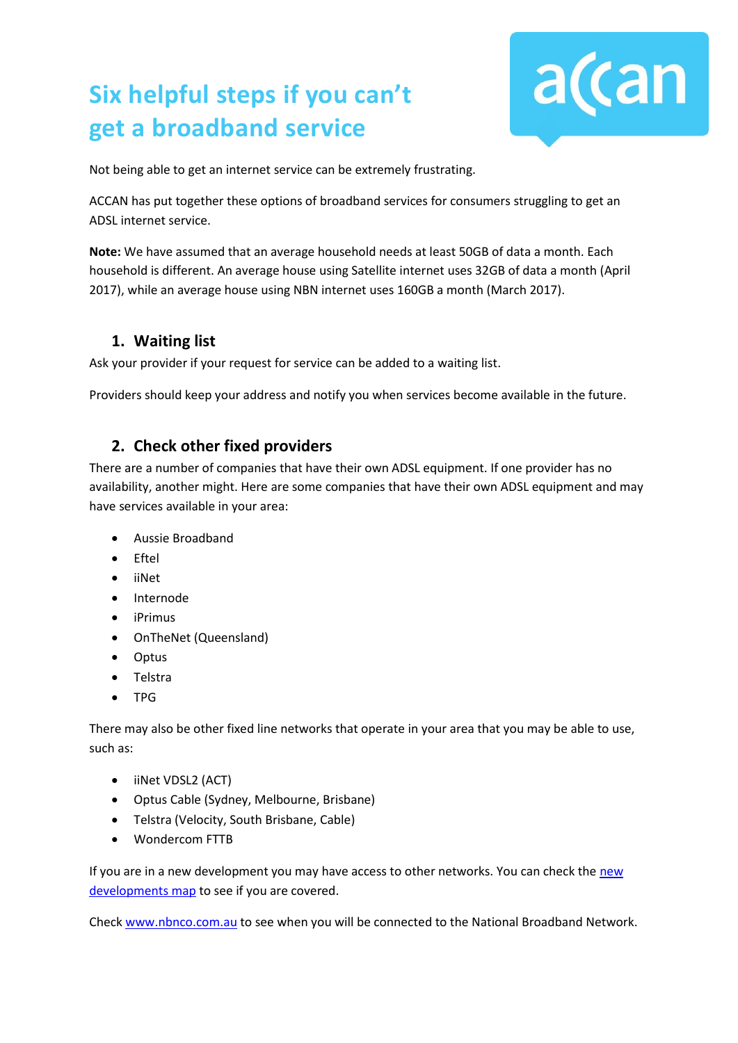# Six helpful steps if you can't get a broadband service

Not being able to get an internet service can be extremely frustrating.

ACCAN has put together these options of broadband services for consumers struggling to get an ADSL internet service.

**Note:** We have assumed that an average household needs at least 50GB of data a month. Each household is different. An average house using Satellite internet uses 32GB of data a month (April 2017), while an average house using NBN internet uses 160GB a month (March 2017).

## 1. Waiting list

Ask your provider if your request for service can be added to a waiting list.

Providers should keep your address and notify you when services become available in the future.

## 2. Check other fixed providers

There are a number of companies that have their own ADSL equipment. If one provider has no availability, another might. Here are some companies that have their own ADSL equipment and may have services available in your area:

- Aussie Broadband
- Eftel
- iiNet
- Internode
- iPrimus
- OnTheNet (Queensland)
- Optus
- Telstra
- TPG

There may also be other fixed line networks that operate in your area that you may be able to use, such as:

- iiNet VDSL2 (ACT)
- Optus Cable (Sydney, Melbourne, Brisbane)
- Telstra (Velocity, South Brisbane, Cable)
- Wondercom FTTB

If you are in a new development you may have access to other networks. You can check the [new developments map]() to see if you are covered.

Check [www.nbnco.com.au]() to see when you will be connected to the National Broadband Network.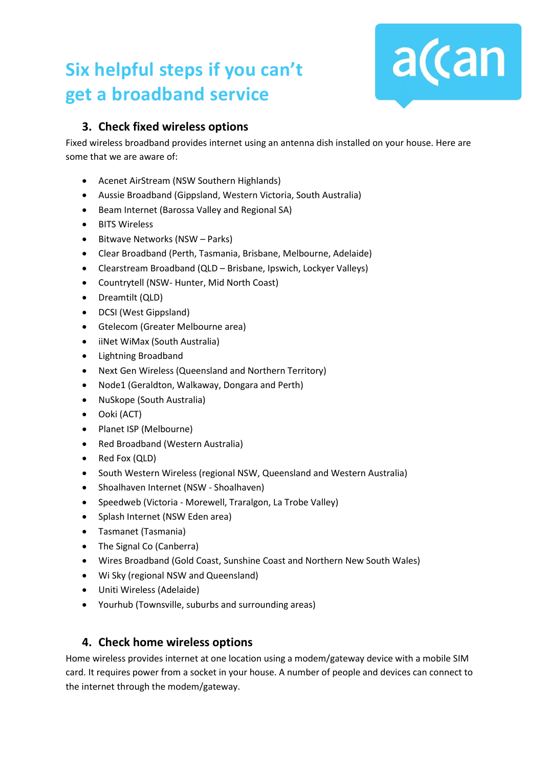# Six helpful steps if you can't get a broadband service

## 3. Check fixed wireless options

Fixed wireless broadband provides internet using an antenna dish installed on your house. Here are some that we are aware of:

- Acenet AirStream (NSW Southern Highlands)
- Aussie Broadband (Gippsland, Western Victoria, South Australia)
- Beam Internet (Barossa Valley and Regional SA)
- BITS Wireless
- Bitwave Networks (NSW – Parks)
- Clear Broadband (Perth, Tasmania, Brisbane, Melbourne, Adelaide)
- Clearstream Broadband (QLD – Brisbane, Ipswich, Lockyer Valleys)
- Countrytell (NSW- Hunter, Mid North Coast)
- Dreamtilt (QLD)
- DCSI (West Gippsland)
- Gtelecom (Greater Melbourne area)
- iiNet WiMax (South Australia)
- Lightning Broadband
- Next Gen Wireless (Queensland and Northern Territory)
- Node1 (Geraldton, Walkaway, Dongara and Perth)
- NuSkope (South Australia)
- Ooki (ACT)
- Planet ISP (Melbourne)
- Red Broadband (Western Australia)
- Red Fox (QLD)
- South Western Wireless (regional NSW, Queensland and Western Australia)
- Shoalhaven Internet (NSW - Shoalhaven)
- Speedweb (Victoria - Morewell, Traralgon, La Trobe Valley)
- Splash Internet (NSW Eden area)
- Tasmanet (Tasmania)
- The Signal Co (Canberra)
- Wires Broadband (Gold Coast, Sunshine Coast and Northern New South Wales)
- Wi Sky (regional NSW and Queensland)
- Uniti Wireless (Adelaide)
- Yourhub (Townsville, suburbs and surrounding areas)

## 4. Check home wireless options

Home wireless provides internet at one location using a modem/gateway device with a mobile SIM card. It requires power from a socket in your house. A number of people and devices can connect to the internet through the modem/gateway.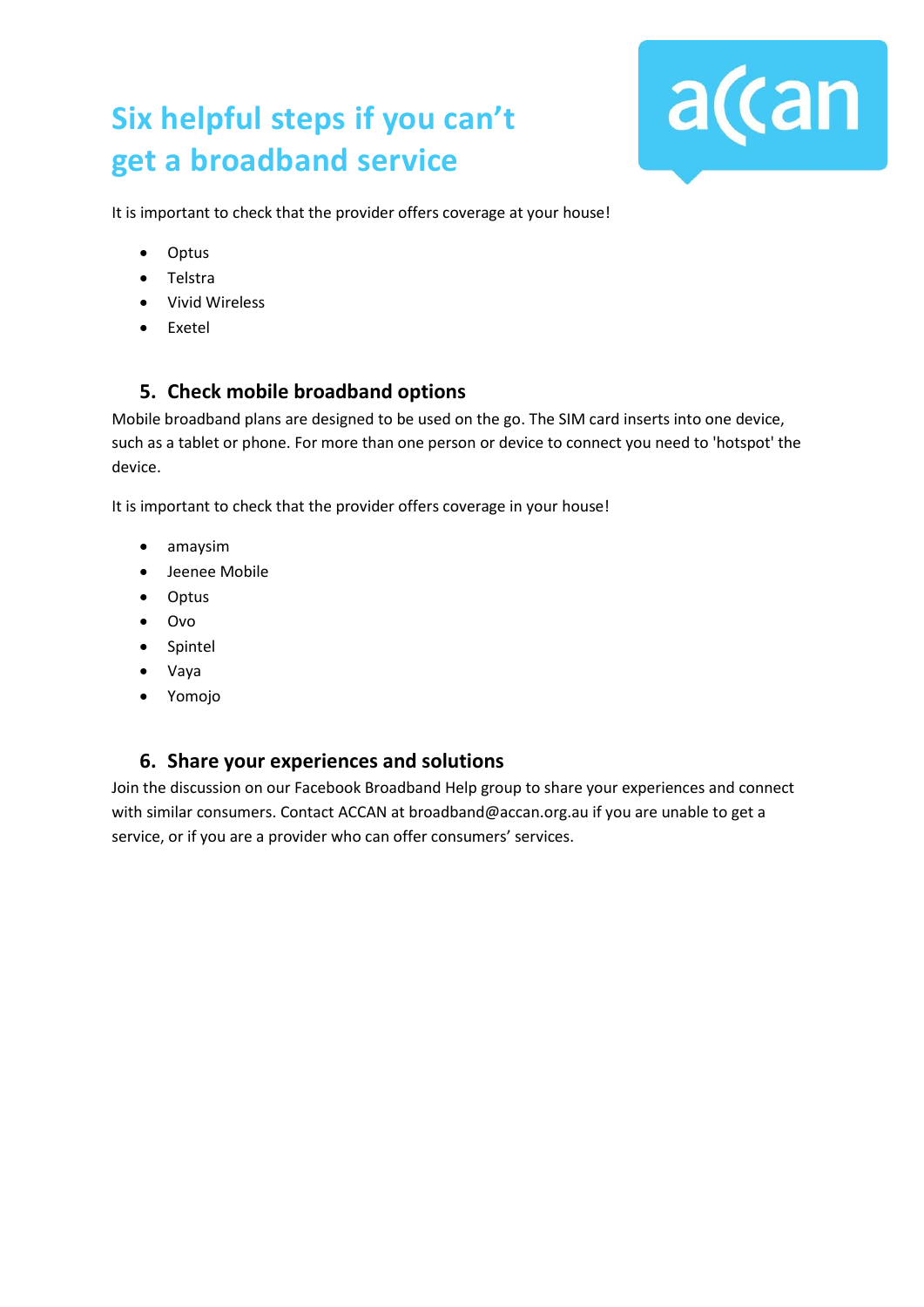# Six helpful steps if you can't get a broadband service

It is important to check that the provider offers coverage at your house!

- Optus
- Telstra
- Vivid Wireless
- Exetel

## 5. Check mobile broadband options

Mobile broadband plans are designed to be used on the go. The SIM card inserts into one device, such as a tablet or phone. For more than one person or device to connect you need to 'hotspot' the device.

It is important to check that the provider offers coverage in your house!

- amaysim
- Jeenee Mobile
- Optus
- Ovo
- Spintel
- Vaya
- Yomojo

## 6. Share your experiences and solutions

Join the discussion on our Facebook Broadband Help group to share your experiences and connect with similar consumers. Contact ACCAN at broadband@accan.org.au if you are unable to get a service, or if you are a provider who can offer consumers' services.